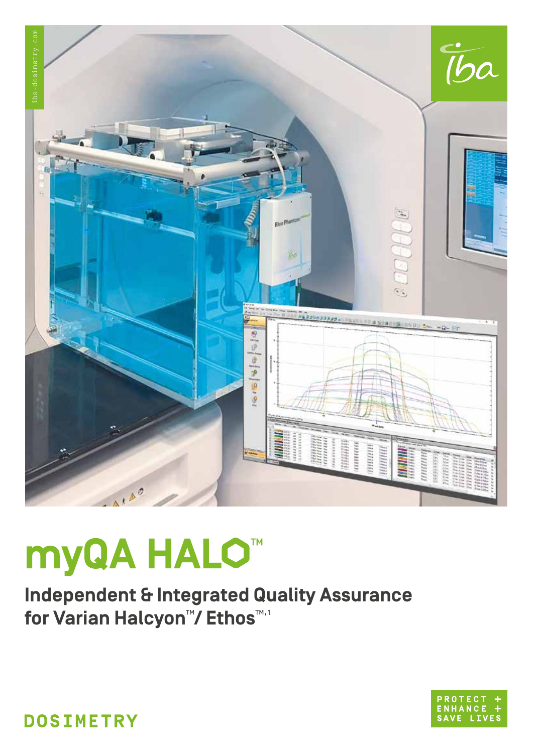iba-dosimetry.com

# myQA HALO™

## Independent & Integrated Quality Assurance for Varian Halcyon™ / Ethos™,[1]

DOSIMETRY

PROTECT + ENHANCE + SAVE LIVES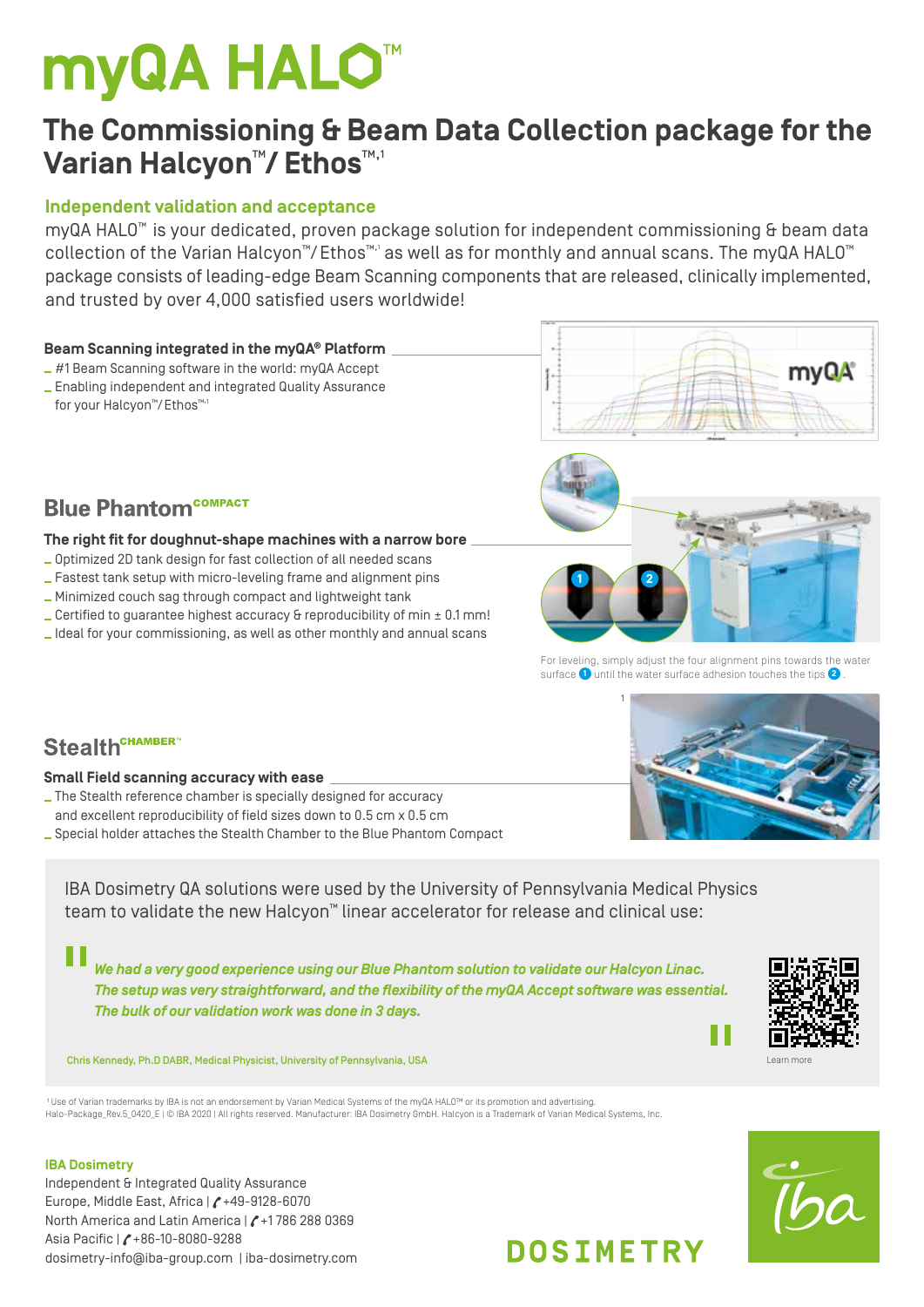# myQA HALO™

## The Commissioning & Beam Data Collection package for the Varian Halcyon™/ Ethos™,1

### Independent validation and acceptance

myQA HALO™ is your dedicated, proven package solution for independent commissioning & beam data collection of the Varian Halcyon™/ Ethos™,1 as well as for monthly and annual scans. The myQA HALO™ package consists of leading-edge Beam Scanning components that are released, clinically implemented, and trusted by over 4,000 satisfied users worldwide!

**Beam Scanning integrated in the myQA® Platform**

- #1 Beam Scanning software in the world: myQA Accept
- Enabling independent and integrated Quality Assurance for your Halcyon™/ Ethos™,1

myQA®

## Blue Phantom^COMPACT

**The right fit for doughnut-shape machines with a narrow bore**

- Optimized 2D tank design for fast collection of all needed scans
- Fastest tank setup with micro-leveling frame and alignment pins
- Minimized couch sag through compact and lightweight tank
- Certified to guarantee highest accuracy & reproducibility of min ± 0.1 mm!
- Ideal for your commissioning, as well as other monthly and annual scans

For leveling, simply adjust the four alignment pins towards the water surface (1) until the water surface adhesion touches the tips (2).

## Stealth^CHAMBER™

**Small Field scanning accuracy with ease**

- The Stealth reference chamber is specially designed for accuracy and excellent reproducibility of field sizes down to 0.5 cm x 0.5 cm
- Special holder attaches the Stealth Chamber to the Blue Phantom Compact

IBA Dosimetry QA solutions were used by the University of Pennsylvania Medical Physics team to validate the new Halcyon™ linear accelerator for release and clinical use:

> *We had a very good experience using our Blue Phantom solution to validate our Halcyon Linac. The setup was very straightforward, and the flexibility of the myQA Accept software was essential. The bulk of our validation work was done in 3 days.*

Chris Kennedy, Ph.D DABR, Medical Physicist, University of Pennsylvania, USA

Learn more

[1] Use of Varian trademarks by IBA is not an endorsement by Varian Medical Systems of the myQA HALO™ or its promotion and advertising.
Halo-Package_Rev.5_0420_E | © IBA 2020 | All rights reserved. Manufacturer: IBA Dosimetry GmbH. Halcyon is a Trademark of Varian Medical Systems, Inc.

**IBA Dosimetry**
Independent & Integrated Quality Assurance
Europe, Middle East, Africa | +49-9128-6070
North America and Latin America | +1 786 288 0369
Asia Pacific | +86-10-8080-9288
dosimetry-info@iba-group.com | iba-dosimetry.com

DOSIMETRY

iba